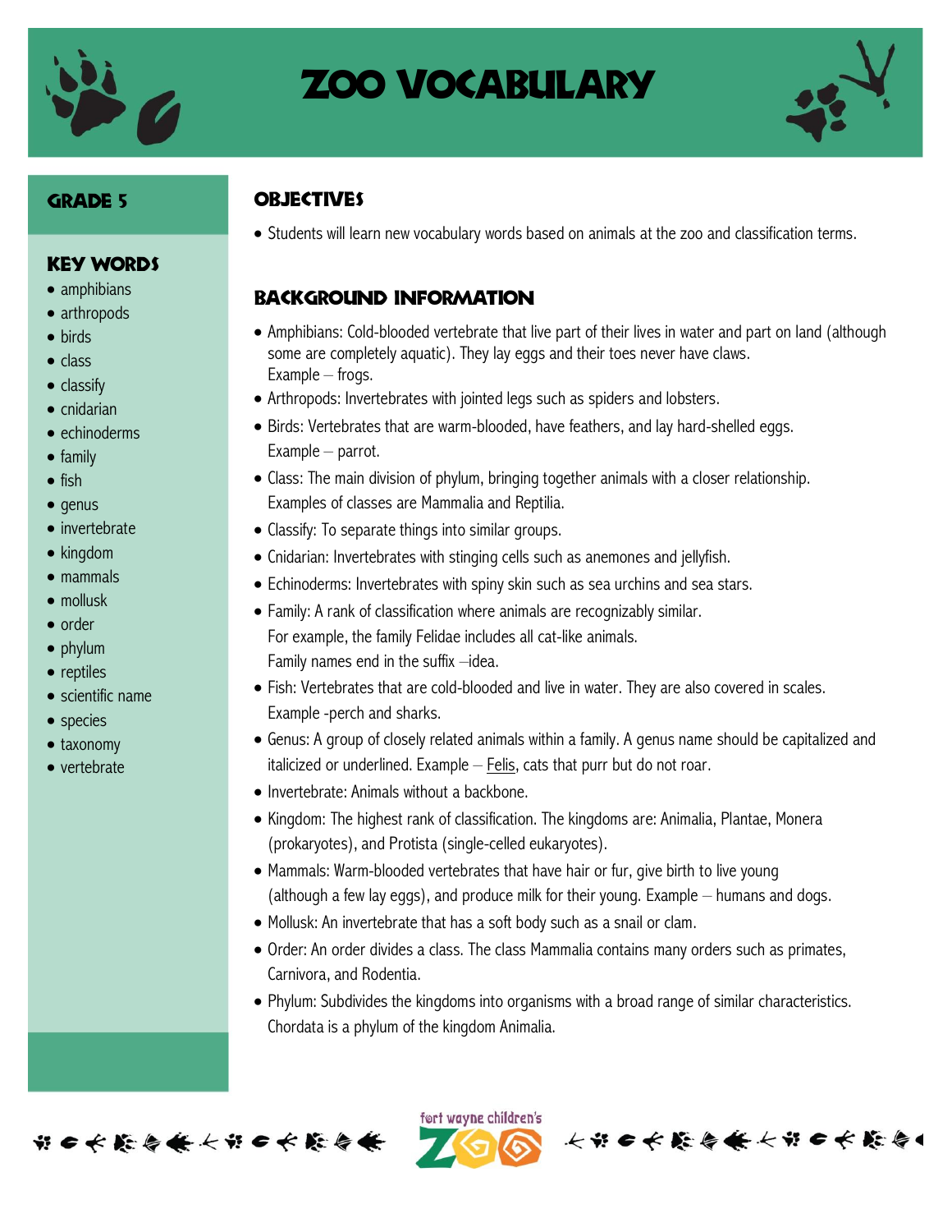# ZOO VOCABULARY

## GRADE 5

## KEY WORDS

- amphibians
- arthropods
- birds
- class
- classify
- cnidarian
- echinoderms
- family
- fish
- genus
- invertebrate
- kingdom
- mammals
- mollusk
- order
- phylum
- reptiles
- scientific name
- species
- taxonomy
- vertebrate

## OBJECTIVES

- Students will learn new vocabulary words based on animals at the zoo and classification terms.

## BACKGROUND INFORMATION

- Amphibians: Cold-blooded vertebrate that live part of their lives in water and part on land (although some are completely aquatic). They lay eggs and their toes never have claws.
  Example – frogs.
- Arthropods: Invertebrates with jointed legs such as spiders and lobsters.
- Birds: Vertebrates that are warm-blooded, have feathers, and lay hard-shelled eggs.
  Example – parrot.
- Class: The main division of phylum, bringing together animals with a closer relationship.
  Examples of classes are Mammalia and Reptilia.
- Classify: To separate things into similar groups.
- Cnidarian: Invertebrates with stinging cells such as anemones and jellyfish.
- Echinoderms: Invertebrates with spiny skin such as sea urchins and sea stars.
- Family: A rank of classification where animals are recognizably similar.
  For example, the family Felidae includes all cat-like animals.
  Family names end in the suffix –idea.
- Fish: Vertebrates that are cold-blooded and live in water. They are also covered in scales.
  Example -perch and sharks.
- Genus: A group of closely related animals within a family. A genus name should be capitalized and italicized or underlined. Example – <u>Felis</u>, cats that purr but do not roar.
- Invertebrate: Animals without a backbone.
- Kingdom: The highest rank of classification. The kingdoms are: Animalia, Plantae, Monera (prokaryotes), and Protista (single-celled eukaryotes).
- Mammals: Warm-blooded vertebrates that have hair or fur, give birth to live young (although a few lay eggs), and produce milk for their young. Example – humans and dogs.
- Mollusk: An invertebrate that has a soft body such as a snail or clam.
- Order: An order divides a class. The class Mammalia contains many orders such as primates, Carnivora, and Rodentia.
- Phylum: Subdivides the kingdoms into organisms with a broad range of similar characteristics.
  Chordata is a phylum of the kingdom Animalia.

fort wayne children's ZOO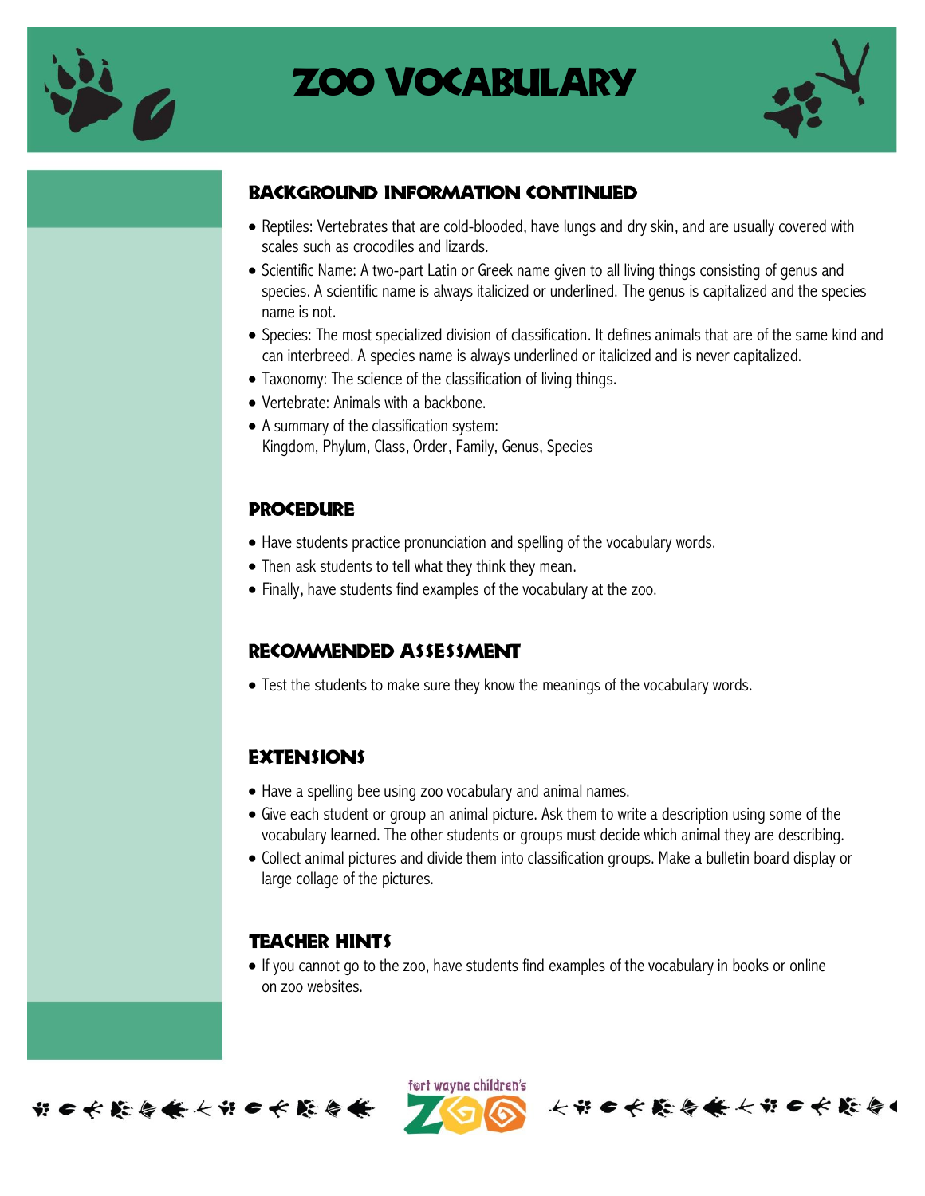# Zoo Vocabulary

## Background Information Continued

- Reptiles: Vertebrates that are cold-blooded, have lungs and dry skin, and are usually covered with scales such as crocodiles and lizards.
- Scientific Name: A two-part Latin or Greek name given to all living things consisting of genus and species. A scientific name is always italicized or underlined. The genus is capitalized and the species name is not.
- Species: The most specialized division of classification. It defines animals that are of the same kind and can interbreed. A species name is always underlined or italicized and is never capitalized.
- Taxonomy: The science of the classification of living things.
- Vertebrate: Animals with a backbone.
- A summary of the classification system:
  Kingdom, Phylum, Class, Order, Family, Genus, Species

## Procedure

- Have students practice pronunciation and spelling of the vocabulary words.
- Then ask students to tell what they think they mean.
- Finally, have students find examples of the vocabulary at the zoo.

## Recommended Assessment

- Test the students to make sure they know the meanings of the vocabulary words.

## Extensions

- Have a spelling bee using zoo vocabulary and animal names.
- Give each student or group an animal picture. Ask them to write a description using some of the vocabulary learned. The other students or groups must decide which animal they are describing.
- Collect animal pictures and divide them into classification groups. Make a bulletin board display or large collage of the pictures.

## Teacher Hints

- If you cannot go to the zoo, have students find examples of the vocabulary in books or online on zoo websites.